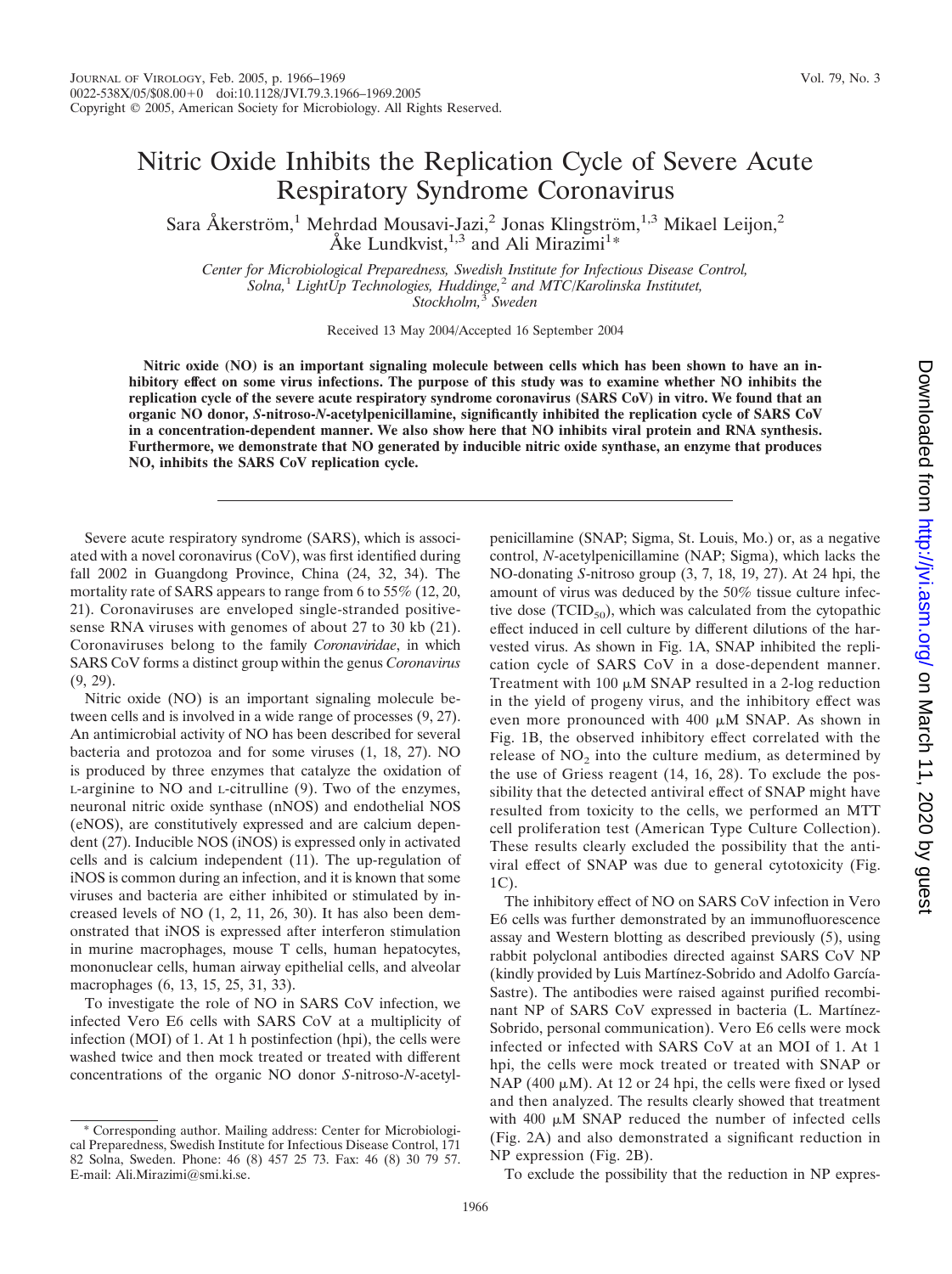# Nitric Oxide Inhibits the Replication Cycle of Severe Acute Respiratory Syndrome Coronavirus

Sara Åkerström,[1] Mehrdad Mousavi-Jazi,[2] Jonas Klingström,[1,3] Mikael Leijon,[2] Åke Lundkvist,[1,3] and Ali Mirazimi[1]*

*Center for Microbiological Preparedness, Swedish Institute for Infectious Disease Control, Solna,[1] LightUp Technologies, Huddinge,[2] and MTC/Karolinska Institutet, Stockholm,[3] Sweden*

Received 13 May 2004/Accepted 16 September 2004

**Nitric oxide (NO) is an important signaling molecule between cells which has been shown to have an inhibitory effect on some virus infections. The purpose of this study was to examine whether NO inhibits the replication cycle of the severe acute respiratory syndrome coronavirus (SARS CoV) in vitro. We found that an organic NO donor, *S*-nitroso-*N*-acetylpenicillamine, significantly inhibited the replication cycle of SARS CoV in a concentration-dependent manner. We also show here that NO inhibits viral protein and RNA synthesis. Furthermore, we demonstrate that NO generated by inducible nitric oxide synthase, an enzyme that produces NO, inhibits the SARS CoV replication cycle.**

Severe acute respiratory syndrome (SARS), which is associated with a novel coronavirus (CoV), was first identified during fall 2002 in Guangdong Province, China (24, 32, 34). The mortality rate of SARS appears to range from 6 to 55% (12, 20, 21). Coronaviruses are enveloped single-stranded positive-sense RNA viruses with genomes of about 27 to 30 kb (21). Coronaviruses belong to the family *Coronaviridae*, in which SARS CoV forms a distinct group within the genus *Coronavirus* (9, 29).

Nitric oxide (NO) is an important signaling molecule between cells and is involved in a wide range of processes (9, 27). An antimicrobial activity of NO has been described for several bacteria and protozoa and for some viruses (1, 18, 27). NO is produced by three enzymes that catalyze the oxidation of L-arginine to NO and L-citrulline (9). Two of the enzymes, neuronal nitric oxide synthase (nNOS) and endothelial NOS (eNOS), are constitutively expressed and are calcium dependent (27). Inducible NOS (iNOS) is expressed only in activated cells and is calcium independent (11). The up-regulation of iNOS is common during an infection, and it is known that some viruses and bacteria are either inhibited or stimulated by increased levels of NO (1, 2, 11, 26, 30). It has also been demonstrated that iNOS is expressed after interferon stimulation in murine macrophages, mouse T cells, human hepatocytes, mononuclear cells, human airway epithelial cells, and alveolar macrophages (6, 13, 15, 25, 31, 33).

To investigate the role of NO in SARS CoV infection, we infected Vero E6 cells with SARS CoV at a multiplicity of infection (MOI) of 1. At 1 h postinfection (hpi), the cells were washed twice and then mock treated or treated with different concentrations of the organic NO donor *S*-nitroso-*N*-acetylpenicillamine (SNAP; Sigma, St. Louis, Mo.) or, as a negative control, *N*-acetylpenicillamine (NAP; Sigma), which lacks the NO-donating *S*-nitroso group (3, 7, 18, 19, 27). At 24 hpi, the amount of virus was deduced by the 50% tissue culture infective dose ($TCID_{50}$), which was calculated from the cytopathic effect induced in cell culture by different dilutions of the harvested virus. As shown in Fig. 1A, SNAP inhibited the replication cycle of SARS CoV in a dose-dependent manner. Treatment with 100 μM SNAP resulted in a 2-log reduction in the yield of progeny virus, and the inhibitory effect was even more pronounced with 400 μM SNAP. As shown in Fig. 1B, the observed inhibitory effect correlated with the release of $NO_2$ into the culture medium, as determined by the use of Griess reagent (14, 16, 28). To exclude the possibility that the detected antiviral effect of SNAP might have resulted from toxicity to the cells, we performed an MTT cell proliferation test (American Type Culture Collection). These results clearly excluded the possibility that the antiviral effect of SNAP was due to general cytotoxicity (Fig. 1C).

The inhibitory effect of NO on SARS CoV infection in Vero E6 cells was further demonstrated by an immunofluorescence assay and Western blotting as described previously (5), using rabbit polyclonal antibodies directed against SARS CoV NP (kindly provided by Luis Martínez-Sobrido and Adolfo García-Sastre). The antibodies were raised against purified recombinant NP of SARS CoV expressed in bacteria (L. Martínez-Sobrido, personal communication). Vero E6 cells were mock infected or infected with SARS CoV at an MOI of 1. At 1 hpi, the cells were mock treated or treated with SNAP or NAP (400 μM). At 12 or 24 hpi, the cells were fixed or lysed and then analyzed. The results clearly showed that treatment with 400 μM SNAP reduced the number of infected cells (Fig. 2A) and also demonstrated a significant reduction in NP expression (Fig. 2B).

To exclude the possibility that the reduction in NP expres-

\* Corresponding author. Mailing address: Center for Microbiological Preparedness, Swedish Institute for Infectious Disease Control, 171 82 Solna, Sweden. Phone: 46 (8) 457 25 73. Fax: 46 (8) 30 79 57. E-mail: Ali.Mirazimi@smi.ki.se.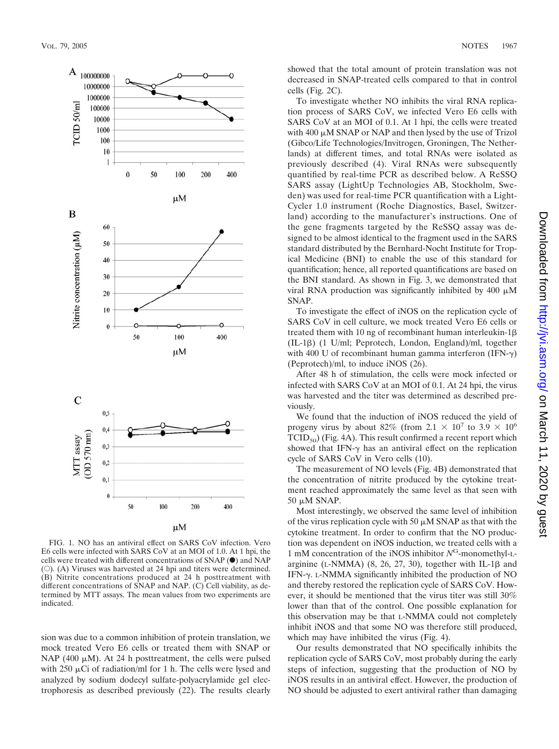FIG. 1. NO has an antiviral effect on SARS CoV infection. Vero E6 cells were infected with SARS CoV at an MOI of 1.0. At 1 hpi, the cells were treated with different concentrations of SNAP (●) and NAP (○). (A) Viruses was harvested at 24 hpi and titers were determined. (B) Nitrite concentrations produced at 24 h posttreatment with different concentrations of SNAP and NAP. (C) Cell viability, as determined by MTT assays. The mean values from two experiments are indicated.

sion was due to a common inhibition of protein translation, we mock treated Vero E6 cells or treated them with SNAP or NAP (400 μM). At 24 h posttreatment, the cells were pulsed with 250 μCi of radiation/ml for 1 h. The cells were lysed and analyzed by sodium dodecyl sulfate-polyacrylamide gel electrophoresis as described previously (22). The results clearly showed that the total amount of protein translation was not decreased in SNAP-treated cells compared to that in control cells (Fig. 2C).

To investigate whether NO inhibits the viral RNA replication process of SARS CoV, we infected Vero E6 cells with SARS CoV at an MOI of 0.1. At 1 hpi, the cells were treated with 400 μM SNAP or NAP and then lysed by the use of Trizol (Gibco/Life Technologies/Invitrogen, Groningen, The Netherlands) at different times, and total RNAs were isolated as previously described (4). Viral RNAs were subsequently quantified by real-time PCR as described below. A ReSSQ SARS assay (LightUp Technologies AB, Stockholm, Sweden) was used for real-time PCR quantification with a LightCycler 1.0 instrument (Roche Diagnostics, Basel, Switzerland) according to the manufacturer's instructions. One of the gene fragments targeted by the ReSSQ assay was designed to be almost identical to the fragment used in the SARS standard distributed by the Bernhard-Nocht Institute for Tropical Medicine (BNI) to enable the use of this standard for quantification; hence, all reported quantifications are based on the BNI standard. As shown in Fig. 3, we demonstrated that viral RNA production was significantly inhibited by 400 μM SNAP.

To investigate the effect of iNOS on the replication cycle of SARS CoV in cell culture, we mock treated Vero E6 cells or treated them with 10 ng of recombinant human interleukin-1β (IL-1β) (1 U/ml; Peprotech, London, England)/ml, together with 400 U of recombinant human gamma interferon (IFN-γ) (Peprotech)/ml, to induce iNOS (26).

After 48 h of stimulation, the cells were mock infected or infected with SARS CoV at an MOI of 0.1. At 24 hpi, the virus was harvested and the titer was determined as described previously.

We found that the induction of iNOS reduced the yield of progeny virus by about 82% (from $2.1 \times 10^7$ to $3.9 \times 10^6$ $TCID_{50}$) (Fig. 4A). This result confirmed a recent report which showed that IFN-γ has an antiviral effect on the replication cycle of SARS CoV in Vero cells (10).

The measurement of NO levels (Fig. 4B) demonstrated that the concentration of nitrite produced by the cytokine treatment reached approximately the same level as that seen with 50 μM SNAP.

Most interestingly, we observed the same level of inhibition of the virus replication cycle with 50 μM SNAP as that with the cytokine treatment. In order to confirm that the NO production was dependent on iNOS induction, we treated cells with a 1 mM concentration of the iNOS inhibitor $N^G$-monomethyl-L-arginine (L-NMMA) (8, 26, 27, 30), together with IL-1β and IFN-γ. L-NMMA significantly inhibited the production of NO and thereby restored the replication cycle of SARS CoV. However, it should be mentioned that the virus titer was still 30% lower than that of the control. One possible explanation for this observation may be that L-NMMA could not completely inhibit iNOS and that some NO was therefore still produced, which may have inhibited the virus (Fig. 4).

Our results demonstrated that NO specifically inhibits the replication cycle of SARS CoV, most probably during the early steps of infection, suggesting that the production of NO by iNOS results in an antiviral effect. However, the production of NO should be adjusted to exert antiviral rather than damaging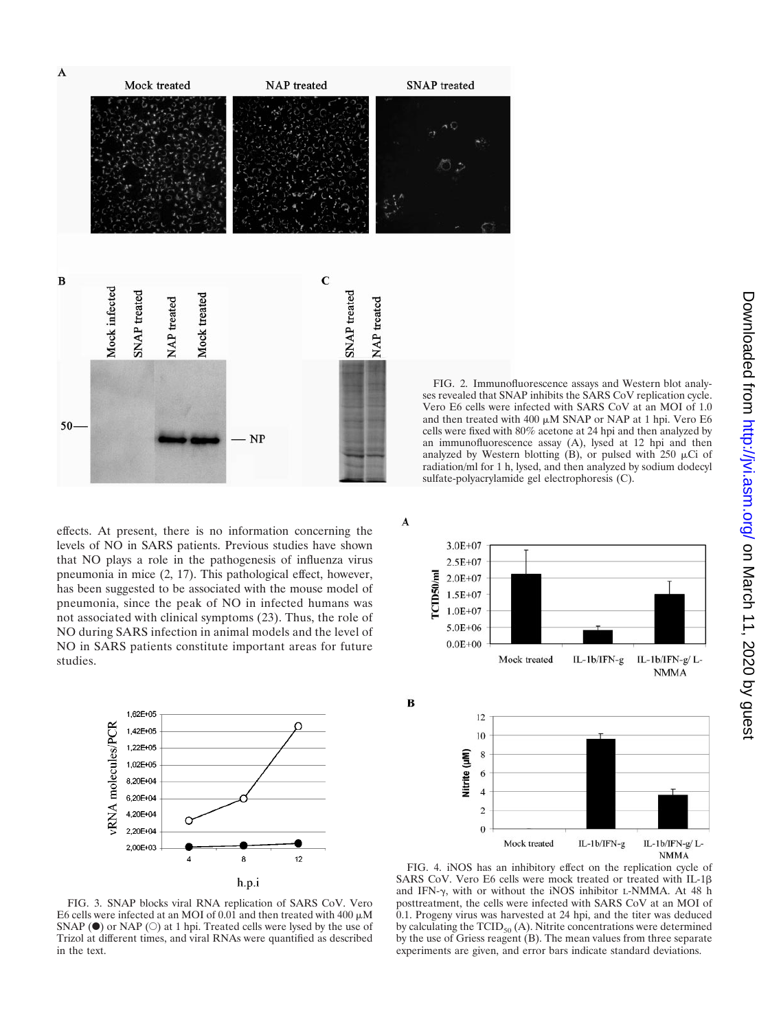FIG. 2. Immunofluorescence assays and Western blot analyses revealed that SNAP inhibits the SARS CoV replication cycle. Vero E6 cells were infected with SARS CoV at an MOI of 1.0 and then treated with 400 μM SNAP or NAP at 1 hpi. Vero E6 cells were fixed with 80% acetone at 24 hpi and then analyzed by an immunofluorescence assay (A), lysed at 12 hpi and then analyzed by Western blotting (B), or pulsed with 250 μCi of radiation/ml for 1 h, lysed, and then analyzed by sodium dodecyl sulfate-polyacrylamide gel electrophoresis (C).

effects. At present, there is no information concerning the levels of NO in SARS patients. Previous studies have shown that NO plays a role in the pathogenesis of influenza virus pneumonia in mice (2, 17). This pathological effect, however, has been suggested to be associated with the mouse model of pneumonia, since the peak of NO in infected humans was not associated with clinical symptoms (23). Thus, the role of NO during SARS infection in animal models and the level of NO in SARS patients constitute important areas for future studies.

FIG. 3. SNAP blocks viral RNA replication of SARS CoV. Vero E6 cells were infected at an MOI of 0.01 and then treated with 400 μM SNAP (●) or NAP (○) at 1 hpi. Treated cells were lysed by the use of Trizol at different times, and viral RNAs were quantified as described in the text.

FIG. 4. iNOS has an inhibitory effect on the replication cycle of SARS CoV. Vero E6 cells were mock treated or treated with IL-1β and IFN-γ, with or without the iNOS inhibitor L-NMMA. At 48 h posttreatment, the cells were infected with SARS CoV at an MOI of 0.1. Progeny virus was harvested at 24 hpi, and the titer was deduced by calculating the $TCID_{50}$ (A). Nitrite concentrations were determined by the use of Griess reagent (B). The mean values from three separate experiments are given, and error bars indicate standard deviations.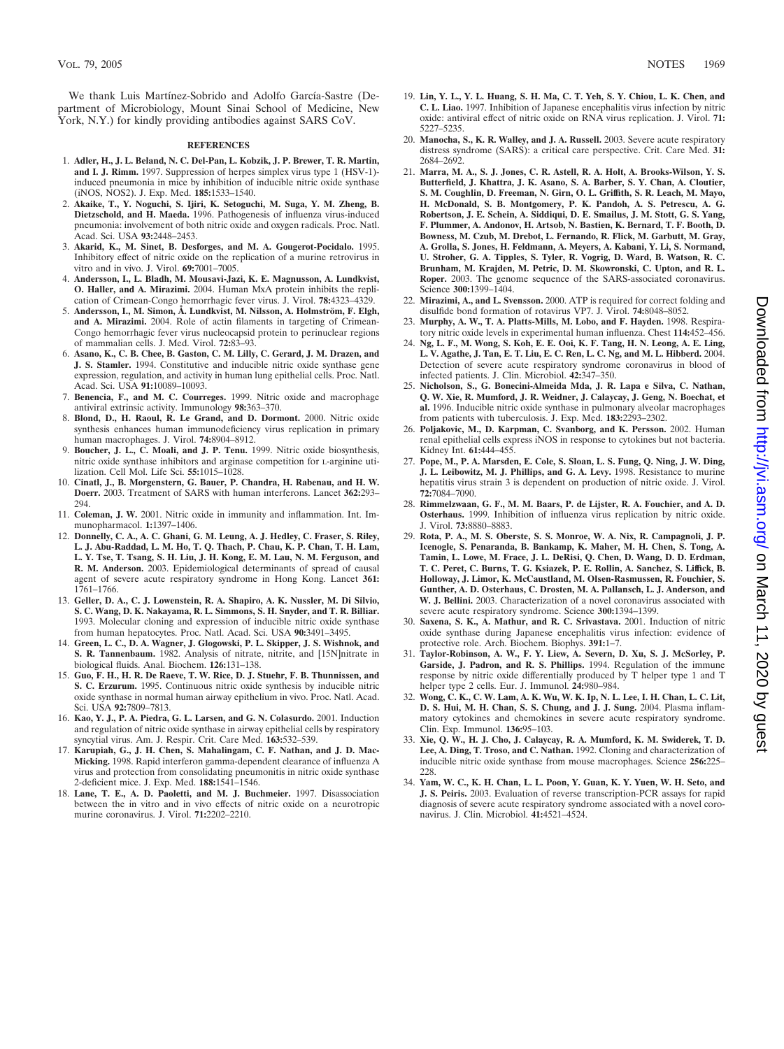We thank Luis Martínez-Sobrido and Adolfo García-Sastre (Department of Microbiology, Mount Sinai School of Medicine, New York, N.Y.) for kindly providing antibodies against SARS CoV.

## REFERENCES

1. **Adler, H., J. L. Beland, N. C. Del-Pan, L. Kobzik, J. P. Brewer, T. R. Martin, and I. J. Rimm.** 1997. Suppression of herpes simplex virus type 1 (HSV-1)-induced pneumonia in mice by inhibition of inducible nitric oxide synthase (iNOS, NOS2). J. Exp. Med. **185:**1533–1540.
2. **Akaike, T., Y. Noguchi, S. Ijiri, K. Setoguchi, M. Suga, Y. M. Zheng, B. Dietzschold, and H. Maeda.** 1996. Pathogenesis of influenza virus-induced pneumonia: involvement of both nitric oxide and oxygen radicals. Proc. Natl. Acad. Sci. USA **93:**2448–2453.
3. **Akarid, K., M. Sinet, B. Desforges, and M. A. Gougerot-Pocidalo.** 1995. Inhibitory effect of nitric oxide on the replication of a murine retrovirus in vitro and in vivo. J. Virol. **69:**7001–7005.
4. **Andersson, I., L. Bladh, M. Mousavi-Jazi, K. E. Magnusson, A. Lundkvist, O. Haller, and A. Mirazimi.** 2004. Human MxA protein inhibits the replication of Crimean-Congo hemorrhagic fever virus. J. Virol. **78:**4323–4329.
5. **Andersson, I., M. Simon, Å. Lundkvist, M. Nilsson, A. Holmström, F. Elgh, and A. Mirazimi.** 2004. Role of actin filaments in targeting of Crimean-Congo hemorrhagic fever virus nucleocapsid protein to perinuclear regions of mammalian cells. J. Med. Virol. **72:**83–93.
6. **Asano, K., C. B. Chee, B. Gaston, C. M. Lilly, C. Gerard, J. M. Drazen, and J. S. Stamler.** 1994. Constitutive and inducible nitric oxide synthase gene expression, regulation, and activity in human lung epithelial cells. Proc. Natl. Acad. Sci. USA **91:**10089–10093.
7. **Benencia, F., and M. C. Courreges.** 1999. Nitric oxide and macrophage antiviral extrinsic activity. Immunology **98:**363–370.
8. **Blond, D., H. Raoul, R. Le Grand, and D. Dormont.** 2000. Nitric oxide synthesis enhances human immunodeficiency virus replication in primary human macrophages. J. Virol. **74:**8904–8912.
9. **Boucher, J. L., C. Moali, and J. P. Tenu.** 1999. Nitric oxide biosynthesis, nitric oxide synthase inhibitors and arginase competition for L-arginine utilization. Cell Mol. Life Sci. **55:**1015–1028.
10. **Cinatl, J., B. Morgenstern, G. Bauer, P. Chandra, H. Rabenau, and H. W. Doerr.** 2003. Treatment of SARS with human interferons. Lancet **362:**293–294.
11. **Coleman, J. W.** 2001. Nitric oxide in immunity and inflammation. Int. Immunopharmacol. **1:**1397–1406.
12. **Donnelly, C. A., A. C. Ghani, G. M. Leung, A. J. Hedley, C. Fraser, S. Riley, L. J. Abu-Raddad, L. M. Ho, T. Q. Thach, P. Chau, K. P. Chan, T. H. Lam, L. Y. Tse, T. Tsang, S. H. Liu, J. H. Kong, E. M. Lau, N. M. Ferguson, and R. M. Anderson.** 2003. Epidemiological determinants of spread of causal agent of severe acute respiratory syndrome in Hong Kong. Lancet **361:**1761–1766.
13. **Geller, D. A., C. J. Lowenstein, R. A. Shapiro, A. K. Nussler, M. Di Silvio, S. C. Wang, D. K. Nakayama, R. L. Simmons, S. H. Snyder, and T. R. Billiar.** 1993. Molecular cloning and expression of inducible nitric oxide synthase from human hepatocytes. Proc. Natl. Acad. Sci. USA **90:**3491–3495.
14. **Green, L. C., D. A. Wagner, J. Glogowski, P. L. Skipper, J. S. Wishnok, and S. R. Tannenbaum.** 1982. Analysis of nitrate, nitrite, and [15N]nitrate in biological fluids. Anal. Biochem. **126:**131–138.
15. **Guo, F. H., H. R. De Raeve, T. W. Rice, D. J. Stuehr, F. B. Thunnissen, and S. C. Erzurum.** 1995. Continuous nitric oxide synthesis by inducible nitric oxide synthase in normal human airway epithelium in vivo. Proc. Natl. Acad. Sci. USA **92:**7809–7813.
16. **Kao, Y. J., P. A. Piedra, G. L. Larsen, and G. N. Colasurdo.** 2001. Induction and regulation of nitric oxide synthase in airway epithelial cells by respiratory syncytial virus. Am. J. Respir. Crit. Care Med. **163:**532–539.
17. **Karupiah, G., J. H. Chen, S. Mahalingam, C. F. Nathan, and J. D. MacMicking.** 1998. Rapid interferon gamma-dependent clearance of influenza A virus and protection from consolidating pneumonitis in nitric oxide synthase 2-deficient mice. J. Exp. Med. **188:**1541–1546.
18. **Lane, T. E., A. D. Paoletti, and M. J. Buchmeier.** 1997. Disassociation between the in vitro and in vivo effects of nitric oxide on a neurotropic murine coronavirus. J. Virol. **71:**2202–2210.
19. **Lin, Y. L., Y. L. Huang, S. H. Ma, C. T. Yeh, S. Y. Chiou, L. K. Chen, and C. L. Liao.** 1997. Inhibition of Japanese encephalitis virus infection by nitric oxide: antiviral effect of nitric oxide on RNA virus replication. J. Virol. **71:**5227–5235.
20. **Manocha, S., K. R. Walley, and J. A. Russell.** 2003. Severe acute respiratory distress syndrome (SARS): a critical care perspective. Crit. Care Med. **31:**2684–2692.
21. **Marra, M. A., S. J. Jones, C. R. Astell, R. A. Holt, A. Brooks-Wilson, Y. S. Butterfield, J. Khattra, J. K. Asano, S. A. Barber, S. Y. Chan, A. Cloutier, S. M. Coughlin, D. Freeman, N. Girn, O. L. Griffith, S. R. Leach, M. Mayo, H. McDonald, S. B. Montgomery, P. K. Pandoh, A. S. Petrescu, A. G. Robertson, J. E. Schein, A. Siddiqui, D. E. Smailus, J. M. Stott, G. S. Yang, F. Plummer, A. Andonov, H. Artsob, N. Bastien, K. Bernard, T. F. Booth, D. Bowness, M. Czub, M. Drebot, L. Fernando, R. Flick, M. Garbutt, M. Gray, A. Grolla, S. Jones, H. Feldmann, A. Meyers, A. Kabani, Y. Li, S. Normand, U. Stroher, G. A. Tipples, S. Tyler, R. Vogrig, D. Ward, B. Watson, R. C. Brunham, M. Krajden, M. Petric, D. M. Skowronski, C. Upton, and R. L. Roper.** 2003. The genome sequence of the SARS-associated coronavirus. Science **300:**1399–1404.
22. **Mirazimi, A., and L. Svensson.** 2000. ATP is required for correct folding and disulfide bond formation of rotavirus VP7. J. Virol. **74:**8048–8052.
23. **Murphy, A. W., T. A. Platts-Mills, M. Lobo, and F. Hayden.** 1998. Respiratory nitric oxide levels in experimental human influenza. Chest **114:**452–456.
24. **Ng, L. F., M. Wong, S. Koh, E. E. Ooi, K. F. Tang, H. N. Leong, A. E. Ling, L. V. Agathe, J. Tan, E. T. Liu, E. C. Ren, L. C. Ng, and M. L. Hibberd.** 2004. Detection of severe acute respiratory syndrome coronavirus in blood of infected patients. J. Clin. Microbiol. **42:**347–350.
25. **Nicholson, S., G. Bonecini-Almeida Mda, J. R. Lapa e Silva, C. Nathan, Q. W. Xie, R. Mumford, J. R. Weidner, J. Calaycay, J. Geng, N. Boechat, et al.** 1996. Inducible nitric oxide synthase in pulmonary alveolar macrophages from patients with tuberculosis. J. Exp. Med. **183:**2293–2302.
26. **Poljakovic, M., D. Karpman, C. Svanborg, and K. Persson.** 2002. Human renal epithelial cells express iNOS in response to cytokines but not bacteria. Kidney Int. **61:**444–455.
27. **Pope, M., P. A. Marsden, E. Cole, S. Sloan, L. S. Fung, Q. Ning, J. W. Ding, J. L. Leibowitz, M. J. Phillips, and G. A. Levy.** 1998. Resistance to murine hepatitis virus strain 3 is dependent on production of nitric oxide. J. Virol. **72:**7084–7090.
28. **Rimmelzwaan, G. F., M. M. Baars, P. de Lijster, R. A. Fouchier, and A. D. Osterhaus.** 1999. Inhibition of influenza virus replication by nitric oxide. J. Virol. **73:**8880–8883.
29. **Rota, P. A., M. S. Oberste, S. S. Monroe, W. A. Nix, R. Campagnoli, J. P. Icenogle, S. Penaranda, B. Bankamp, K. Maher, M. H. Chen, S. Tong, A. Tamin, L. Lowe, M. Frace, J. L. DeRisi, Q. Chen, D. Wang, D. D. Erdman, T. C. Peret, C. Burns, T. G. Ksiazek, P. E. Rollin, A. Sanchez, S. Liffick, B. Holloway, J. Limor, K. McCaustland, M. Olsen-Rasmussen, R. Fouchier, S. Gunther, A. D. Osterhaus, C. Drosten, M. A. Pallansch, L. J. Anderson, and W. J. Bellini.** 2003. Characterization of a novel coronavirus associated with severe acute respiratory syndrome. Science **300:**1394–1399.
30. **Saxena, S. K., A. Mathur, and R. C. Srivastava.** 2001. Induction of nitric oxide synthase during Japanese encephalitis virus infection: evidence of protective role. Arch. Biochem. Biophys. **391:**1–7.
31. **Taylor-Robinson, A. W., F. Y. Liew, A. Severn, D. Xu, S. J. McSorley, P. Garside, J. Padron, and R. S. Phillips.** 1994. Regulation of the immune response by nitric oxide differentially produced by T helper type 1 and T helper type 2 cells. Eur. J. Immunol. **24:**980–984.
32. **Wong, C. K., C. W. Lam, A. K. Wu, W. K. Ip, N. L. Lee, I. H. Chan, L. C. Lit, D. S. Hui, M. H. Chan, S. S. Chung, and J. J. Sung.** 2004. Plasma inflammatory cytokines and chemokines in severe acute respiratory syndrome. Clin. Exp. Immunol. **136:**95–103.
33. **Xie, Q. W., H. J. Cho, J. Calaycay, R. A. Mumford, K. M. Swiderek, T. D. Lee, A. Ding, T. Troso, and C. Nathan.** 1992. Cloning and characterization of inducible nitric oxide synthase from mouse macrophages. Science **256:**225–228.
34. **Yam, W. C., K. H. Chan, L. L. Poon, Y. Guan, K. Y. Yuen, W. H. Seto, and J. S. Peiris.** 2003. Evaluation of reverse transcription-PCR assays for rapid diagnosis of severe acute respiratory syndrome associated with a novel coronavirus. J. Clin. Microbiol. **41:**4521–4524.